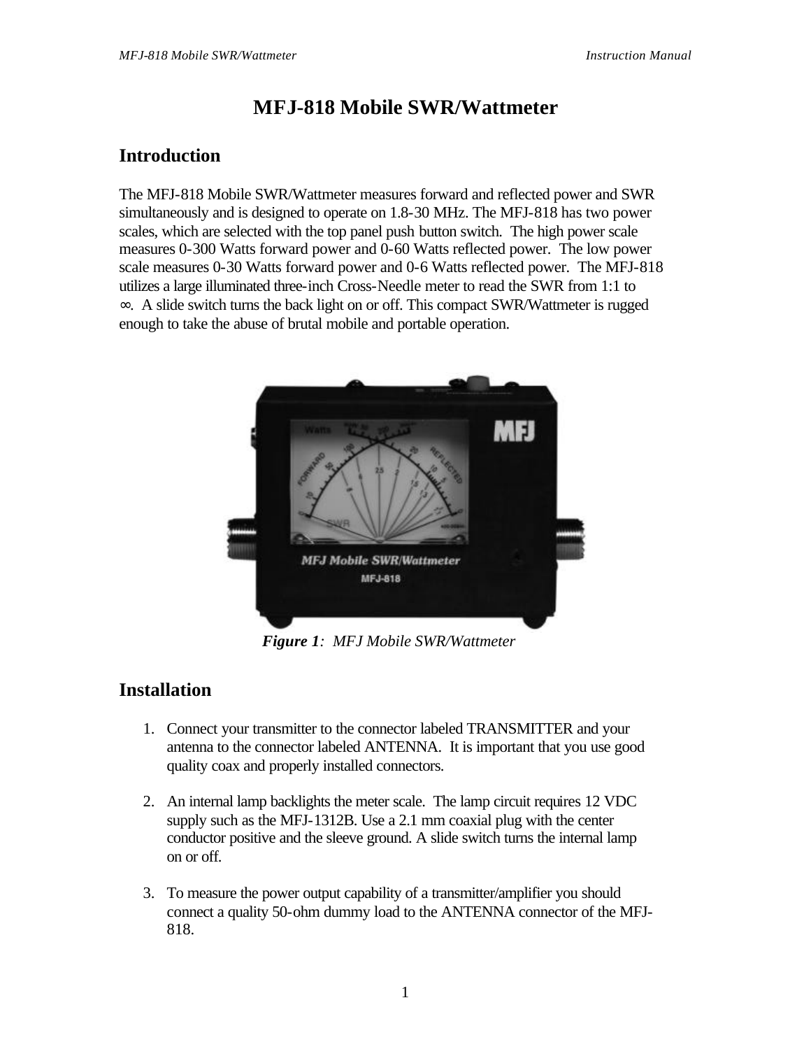# MFJ-818 Mobile SWR/Wattmeter

## Introduction

The MFJ-818 Mobile SWR/Wattmeter measures forward and reflected power and SWR simultaneously and is designed to operate on 1.8-30 MHz. The MFJ-818 has two power scales, which are selected with the top panel push button switch. The high power scale measures 0-300 Watts forward power and 0-60 Watts reflected power. The low power scale measures 0-30 Watts forward power and 0-6 Watts reflected power. The MFJ-818 utilizes a large illuminated three-inch Cross-Needle meter to read the SWR from 1:1 to ∞. A slide switch turns the back light on or off. This compact SWR/Wattmeter is rugged enough to take the abuse of brutal mobile and portable operation.

***Figure 1**: MFJ Mobile SWR/Wattmeter*

## Installation

1. Connect your transmitter to the connector labeled TRANSMITTER and your antenna to the connector labeled ANTENNA. It is important that you use good quality coax and properly installed connectors.

2. An internal lamp backlights the meter scale. The lamp circuit requires 12 VDC supply such as the MFJ-1312B. Use a 2.1 mm coaxial plug with the center conductor positive and the sleeve ground. A slide switch turns the internal lamp on or off.

3. To measure the power output capability of a transmitter/amplifier you should connect a quality 50-ohm dummy load to the ANTENNA connector of the MFJ-818.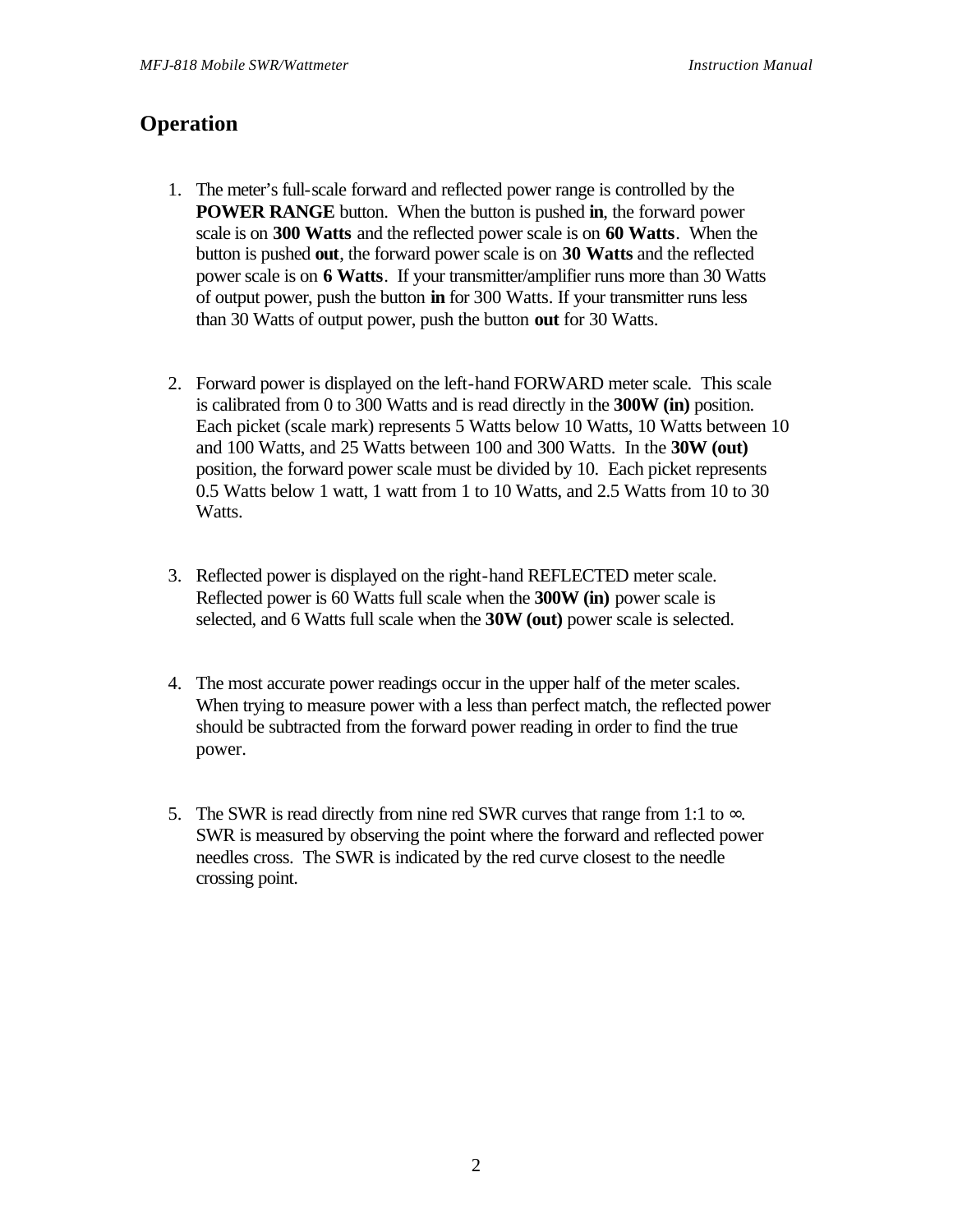## Operation

1. The meter's full-scale forward and reflected power range is controlled by the **POWER RANGE** button. When the button is pushed **in**, the forward power scale is on **300 Watts** and the reflected power scale is on **60 Watts**. When the button is pushed **out**, the forward power scale is on **30 Watts** and the reflected power scale is on **6 Watts**. If your transmitter/amplifier runs more than 30 Watts of output power, push the button **in** for 300 Watts. If your transmitter runs less than 30 Watts of output power, push the button **out** for 30 Watts.

2. Forward power is displayed on the left-hand FORWARD meter scale. This scale is calibrated from 0 to 300 Watts and is read directly in the **300W (in)** position. Each picket (scale mark) represents 5 Watts below 10 Watts, 10 Watts between 10 and 100 Watts, and 25 Watts between 100 and 300 Watts. In the **30W (out)** position, the forward power scale must be divided by 10. Each picket represents 0.5 Watts below 1 watt, 1 watt from 1 to 10 Watts, and 2.5 Watts from 10 to 30 Watts.

3. Reflected power is displayed on the right-hand REFLECTED meter scale. Reflected power is 60 Watts full scale when the **300W (in)** power scale is selected, and 6 Watts full scale when the **30W (out)** power scale is selected.

4. The most accurate power readings occur in the upper half of the meter scales. When trying to measure power with a less than perfect match, the reflected power should be subtracted from the forward power reading in order to find the true power.

5. The SWR is read directly from nine red SWR curves that range from 1:1 to ∞. SWR is measured by observing the point where the forward and reflected power needles cross. The SWR is indicated by the red curve closest to the needle crossing point.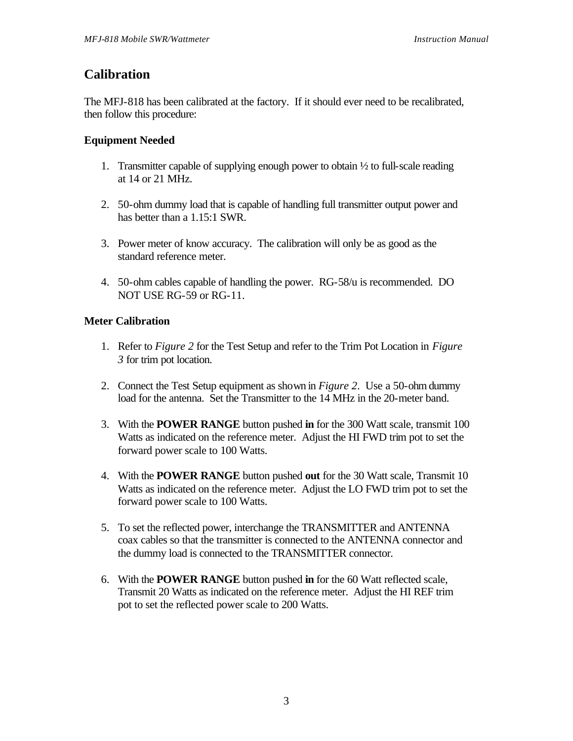## Calibration

The MFJ-818 has been calibrated at the factory. If it should ever need to be recalibrated, then follow this procedure:

### Equipment Needed

1. Transmitter capable of supplying enough power to obtain ½ to full-scale reading at 14 or 21 MHz.

2. 50-ohm dummy load that is capable of handling full transmitter output power and has better than a 1.15:1 SWR.

3. Power meter of know accuracy. The calibration will only be as good as the standard reference meter.

4. 50-ohm cables capable of handling the power. RG-58/u is recommended. DO NOT USE RG-59 or RG-11.

### Meter Calibration

1. Refer to *Figure 2* for the Test Setup and refer to the Trim Pot Location in *Figure 3* for trim pot location.

2. Connect the Test Setup equipment as shown in *Figure 2*. Use a 50-ohm dummy load for the antenna. Set the Transmitter to the 14 MHz in the 20-meter band.

3. With the **POWER RANGE** button pushed **in** for the 300 Watt scale, transmit 100 Watts as indicated on the reference meter. Adjust the HI FWD trim pot to set the forward power scale to 100 Watts.

4. With the **POWER RANGE** button pushed **out** for the 30 Watt scale, Transmit 10 Watts as indicated on the reference meter. Adjust the LO FWD trim pot to set the forward power scale to 100 Watts.

5. To set the reflected power, interchange the TRANSMITTER and ANTENNA coax cables so that the transmitter is connected to the ANTENNA connector and the dummy load is connected to the TRANSMITTER connector.

6. With the **POWER RANGE** button pushed **in** for the 60 Watt reflected scale, Transmit 20 Watts as indicated on the reference meter. Adjust the HI REF trim pot to set the reflected power scale to 200 Watts.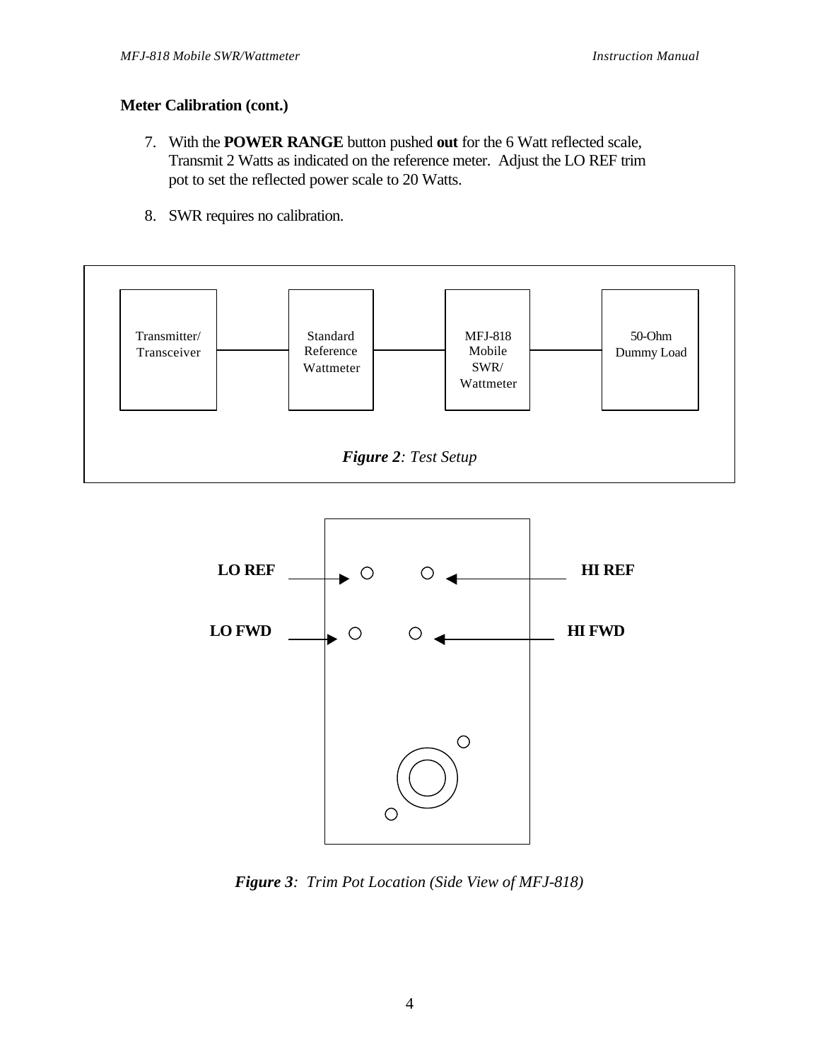## Meter Calibration (cont.)

7. With the **POWER RANGE** button pushed **out** for the 6 Watt reflected scale, Transmit 2 Watts as indicated on the reference meter. Adjust the LO REF trim pot to set the reflected power scale to 20 Watts.

8. SWR requires no calibration.

Transmitter/ Transceiver — Standard Reference Wattmeter — MFJ-818 Mobile SWR/ Wattmeter — 50-Ohm Dummy Load

***Figure 2**: Test Setup*

**LO REF** — **HI REF**

**LO FWD** — **HI FWD**

***Figure 3**: Trim Pot Location (Side View of MFJ-818)*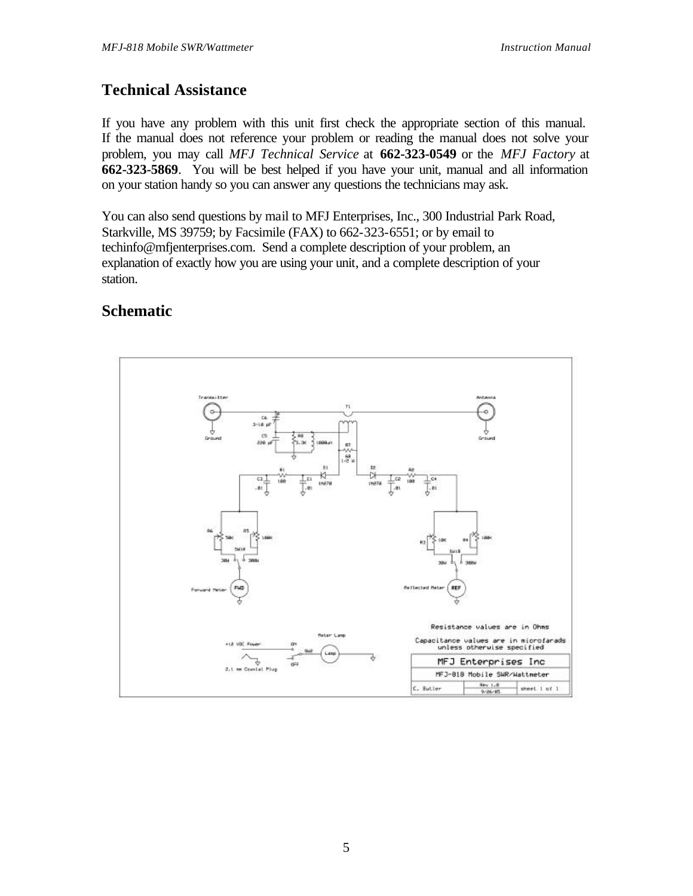## Technical Assistance

If you have any problem with this unit first check the appropriate section of this manual. If the manual does not reference your problem or reading the manual does not solve your problem, you may call *MFJ Technical Service* at **662-323-0549** or the *MFJ Factory* at **662-323-5869**. You will be best helped if you have your unit, manual and all information on your station handy so you can answer any questions the technicians may ask.

You can also send questions by mail to MFJ Enterprises, Inc., 300 Industrial Park Road, Starkville, MS 39759; by Facsimile (FAX) to 662-323-6551; or by email to techinfo@mfjenterprises.com. Send a complete description of your problem, an explanation of exactly how you are using your unit, and a complete description of your station.

## Schematic

Transmitter
Antenna
Ground
Ground
T1
C6 3-10 pF
C5 330 pF
R8 3.9K
100uH
R7 68 1/2 W
R1 100
R2 100
D1 1N270
D2 1N270
C3 .01
C1 .01
C2 .01
C4 .01
R6 50K
R5 100K
R3 10K
R4 100K
SW1A
SW1B
30W
300W
Forward Meter
FWD
Reflected Meter
REF
+12 VDC Power
2.1 mm Coaxial Plug
ON
SW2
OFF
Meter Lamp
Lamp

Resistance values are in Ohms
Capacitance values are in microfarads unless otherwise specified

MFJ Enterprises Inc
MFJ-818 Mobile SWR/Wattmeter
C. Butler
Rev 1.0
9/26/05
sheet 1 of 1